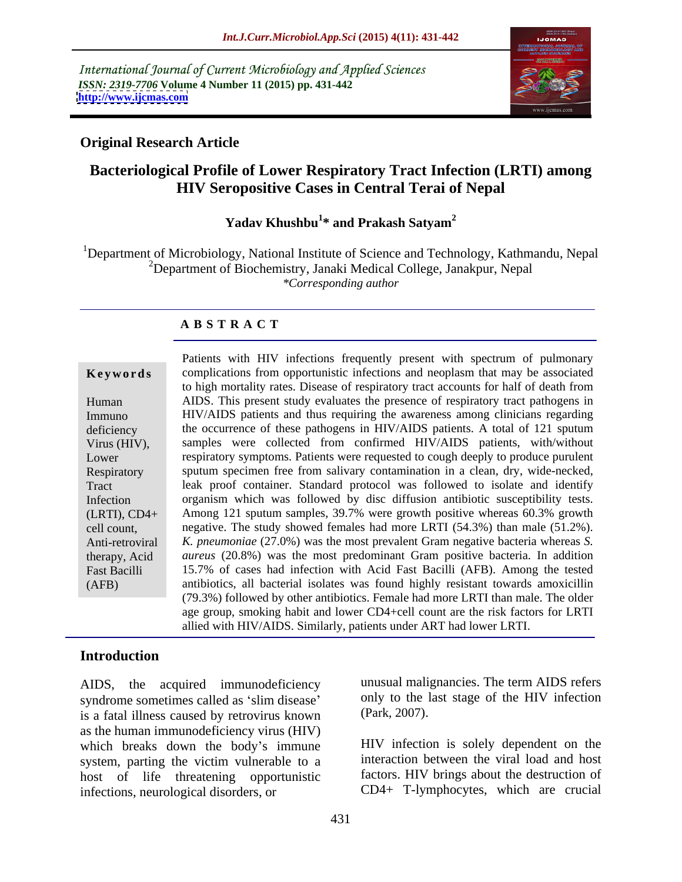International Journal of Current Microbiology and Applied Sciences
*ISSN: 2319-7706* **Volume 4 Number 11 (2015) pp. 431-442**
**http://www.ijcmas.com**

**Original Research Article**

# Bacteriological Profile of Lower Respiratory Tract Infection (LRTI) among HIV Seropositive Cases in Central Terai of Nepal

**Yadav Khushbu[1]* and Prakash Satyam[2]**

[1]Department of Microbiology, National Institute of Science and Technology, Kathmandu, Nepal
[2]Department of Biochemistry, Janaki Medical College, Janakpur, Nepal
*Corresponding author*

## A B S T R A C T

**Keywords**

Human Immuno deficiency Virus (HIV), Lower Respiratory Tract Infection (LRTI), CD4+ cell count, Anti-retroviral therapy, Acid Fast Bacilli (AFB)

Patients with HIV infections frequently present with spectrum of pulmonary complications from opportunistic infections and neoplasm that may be associated to high mortality rates. Disease of respiratory tract accounts for half of death from AIDS. This present study evaluates the presence of respiratory tract pathogens in HIV/AIDS patients and thus requiring the awareness among clinicians regarding the occurrence of these pathogens in HIV/AIDS patients. A total of 121 sputum samples were collected from confirmed HIV/AIDS patients, with/without respiratory symptoms. Patients were requested to cough deeply to produce purulent sputum specimen free from salivary contamination in a clean, dry, wide-necked, leak proof container. Standard protocol was followed to isolate and identify organism which was followed by disc diffusion antibiotic susceptibility tests. Among 121 sputum samples, 39.7% were growth positive whereas 60.3% growth negative. The study showed females had more LRTI (54.3%) than male (51.2%). *K. pneumoniae* (27.0%) was the most prevalent Gram negative bacteria whereas *S. aureus* (20.8%) was the most predominant Gram positive bacteria. In addition 15.7% of cases had infection with Acid Fast Bacilli (AFB). Among the tested antibiotics, all bacterial isolates was found highly resistant towards amoxicillin (79.3%) followed by other antibiotics. Female had more LRTI than male. The older age group, smoking habit and lower CD4+cell count are the risk factors for LRTI allied with HIV/AIDS. Similarly, patients under ART had lower LRTI.

## Introduction

AIDS, the acquired immunodeficiency syndrome sometimes called as 'slim disease' is a fatal illness caused by retrovirus known as the human immunodeficiency virus (HIV) which breaks down the body's immune system, parting the victim vulnerable to a host of life threatening opportunistic infections, neurological disorders, or unusual malignancies. The term AIDS refers only to the last stage of the HIV infection (Park, 2007).

HIV infection is solely dependent on the interaction between the viral load and host factors. HIV brings about the destruction of CD4+ T-lymphocytes, which are crucial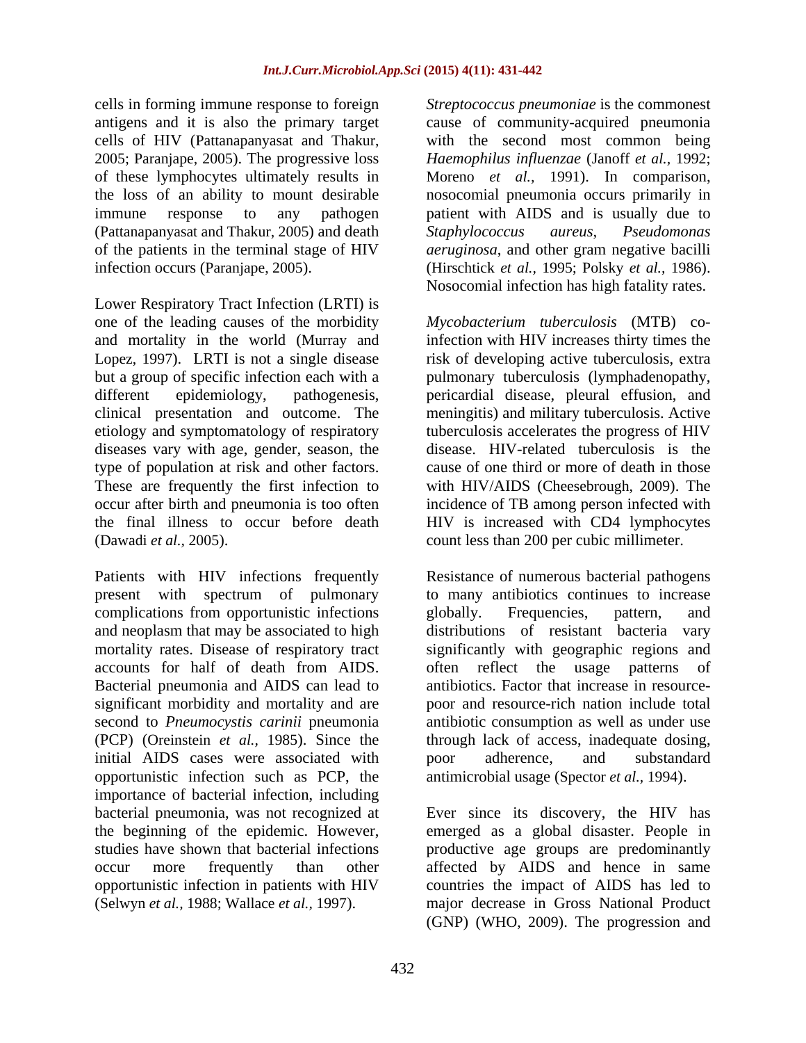cells in forming immune response to foreign antigens and it is also the primary target cells of HIV (Pattanapanyasat and Thakur, 2005; Paranjape, 2005). The progressive loss of these lymphocytes ultimately results in the loss of an ability to mount desirable immune response to any pathogen (Pattanapanyasat and Thakur, 2005) and death of the patients in the terminal stage of HIV infection occurs (Paranjape, 2005).

Lower Respiratory Tract Infection (LRTI) is one of the leading causes of the morbidity and mortality in the world (Murray and Lopez, 1997). LRTI is not a single disease but a group of specific infection each with a different epidemiology, pathogenesis, clinical presentation and outcome. The etiology and symptomatology of respiratory diseases vary with age, gender, season, the type of population at risk and other factors. These are frequently the first infection to occur after birth and pneumonia is too often the final illness to occur before death (Dawadi *et al.,* 2005).

Patients with HIV infections frequently present with spectrum of pulmonary complications from opportunistic infections and neoplasm that may be associated to high mortality rates. Disease of respiratory tract accounts for half of death from AIDS. Bacterial pneumonia and AIDS can lead to significant morbidity and mortality and are second to *Pneumocystis carinii* pneumonia (PCP) (Oreinstein *et al.,* 1985). Since the initial AIDS cases were associated with opportunistic infection such as PCP, the importance of bacterial infection, including bacterial pneumonia, was not recognized at the beginning of the epidemic. However, studies have shown that bacterial infections occur more frequently than other opportunistic infection in patients with HIV (Selwyn *et al.,* 1988; Wallace *et al.,* 1997).

*Streptococcus pneumoniae* is the commonest cause of community-acquired pneumonia with the second most common being *Haemophilus influenzae* (Janoff *et al.,* 1992; Moreno *et al.,* 1991). In comparison, nosocomial pneumonia occurs primarily in patient with AIDS and is usually due to *Staphylococcus aureus*, *Pseudomonas aeruginosa*, and other gram negative bacilli (Hirschtick *et al.,* 1995; Polsky *et al.,* 1986). Nosocomial infection has high fatality rates.

*Mycobacterium tuberculosis* (MTB) co-infection with HIV increases thirty times the risk of developing active tuberculosis, extra pulmonary tuberculosis (lymphadenopathy, pericardial disease, pleural effusion, and meningitis) and military tuberculosis. Active tuberculosis accelerates the progress of HIV disease. HIV-related tuberculosis is the cause of one third or more of death in those with HIV/AIDS (Cheesebrough, 2009). The incidence of TB among person infected with HIV is increased with CD4 lymphocytes count less than 200 per cubic millimeter.

Resistance of numerous bacterial pathogens to many antibiotics continues to increase globally. Frequencies, pattern, and distributions of resistant bacteria vary significantly with geographic regions and often reflect the usage patterns of antibiotics. Factor that increase in resource-poor and resource-rich nation include total antibiotic consumption as well as under use through lack of access, inadequate dosing, poor adherence, and substandard antimicrobial usage (Spector *et al.,* 1994).

Ever since its discovery, the HIV has emerged as a global disaster. People in productive age groups are predominantly affected by AIDS and hence in same countries the impact of AIDS has led to major decrease in Gross National Product (GNP) (WHO, 2009). The progression and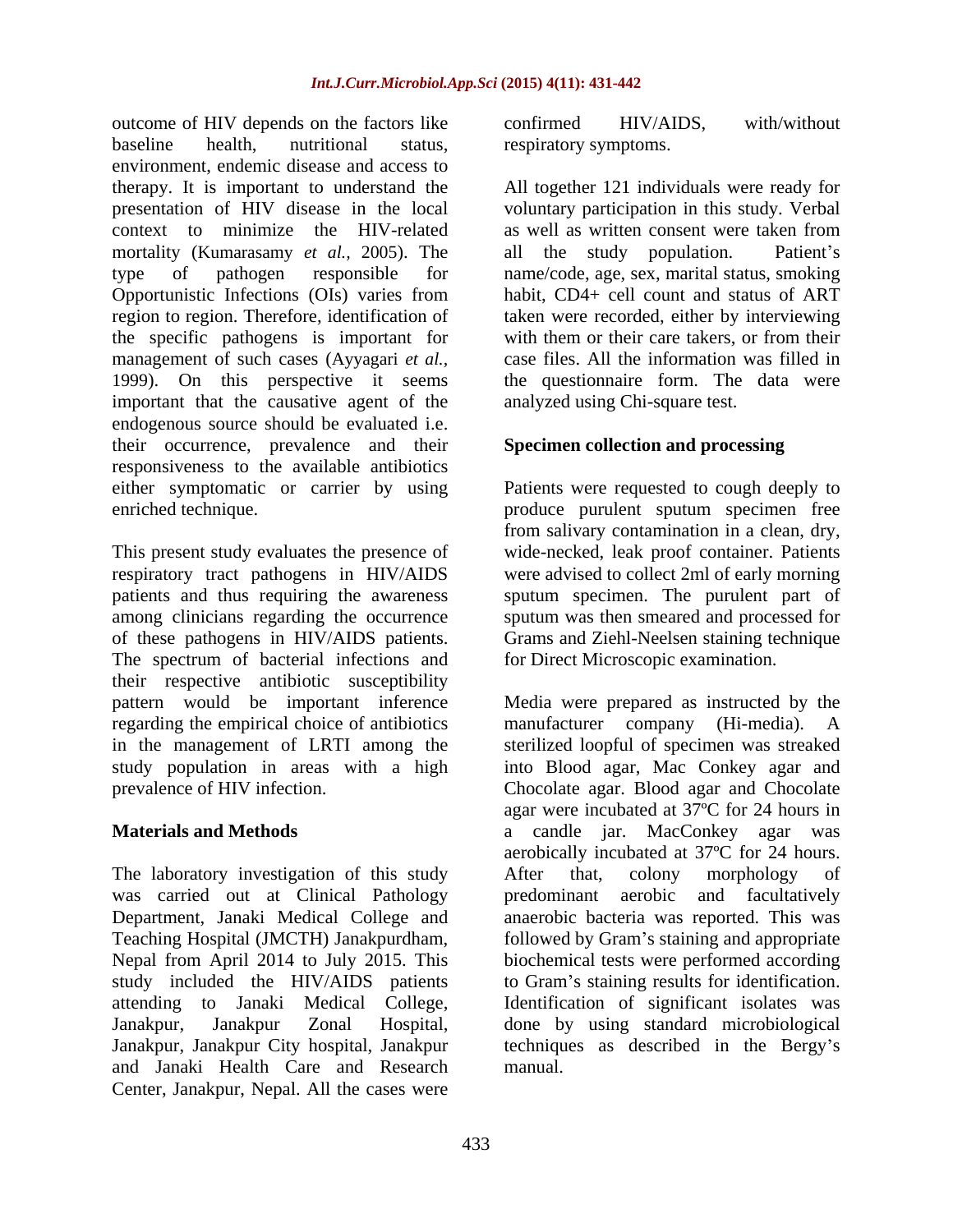outcome of HIV depends on the factors like baseline health, nutritional status, environment, endemic disease and access to therapy. It is important to understand the presentation of HIV disease in the local context to minimize the HIV-related mortality (Kumarasamy *et al.,* 2005). The type of pathogen responsible for Opportunistic Infections (OIs) varies from region to region. Therefore, identification of the specific pathogens is important for management of such cases (Ayyagari *et al.,* 1999). On this perspective it seems important that the causative agent of the endogenous source should be evaluated i.e. their occurrence, prevalence and their responsiveness to the available antibiotics either symptomatic or carrier by using enriched technique.

This present study evaluates the presence of respiratory tract pathogens in HIV/AIDS patients and thus requiring the awareness among clinicians regarding the occurrence of these pathogens in HIV/AIDS patients. The spectrum of bacterial infections and their respective antibiotic susceptibility pattern would be important inference regarding the empirical choice of antibiotics in the management of LRTI among the study population in areas with a high prevalence of HIV infection.

## Materials and Methods

The laboratory investigation of this study was carried out at Clinical Pathology Department, Janaki Medical College and Teaching Hospital (JMCTH) Janakpurdham, Nepal from April 2014 to July 2015. This study included the HIV/AIDS patients attending to Janaki Medical College, Janakpur, Janakpur Zonal Hospital, Janakpur, Janakpur City hospital, Janakpur and Janaki Health Care and Research Center, Janakpur, Nepal. All the cases were confirmed HIV/AIDS, with/without respiratory symptoms.

All together 121 individuals were ready for voluntary participation in this study. Verbal as well as written consent were taken from all the study population. Patient's name/code, age, sex, marital status, smoking habit, CD4+ cell count and status of ART taken were recorded, either by interviewing with them or their care takers, or from their case files. All the information was filled in the questionnaire form. The data were analyzed using Chi-square test.

### Specimen collection and processing

Patients were requested to cough deeply to produce purulent sputum specimen free from salivary contamination in a clean, dry, wide-necked, leak proof container. Patients were advised to collect 2ml of early morning sputum specimen. The purulent part of sputum was then smeared and processed for Grams and Ziehl-Neelsen staining technique for Direct Microscopic examination.

Media were prepared as instructed by the manufacturer company (Hi-media). A sterilized loopful of specimen was streaked into Blood agar, Mac Conkey agar and Chocolate agar. Blood agar and Chocolate agar were incubated at 37ºC for 24 hours in a candle jar. MacConkey agar was aerobically incubated at 37ºC for 24 hours. After that, colony morphology of predominant aerobic and facultatively anaerobic bacteria was reported. This was followed by Gram's staining and appropriate biochemical tests were performed according to Gram's staining results for identification. Identification of significant isolates was done by using standard microbiological techniques as described in the Bergy's manual.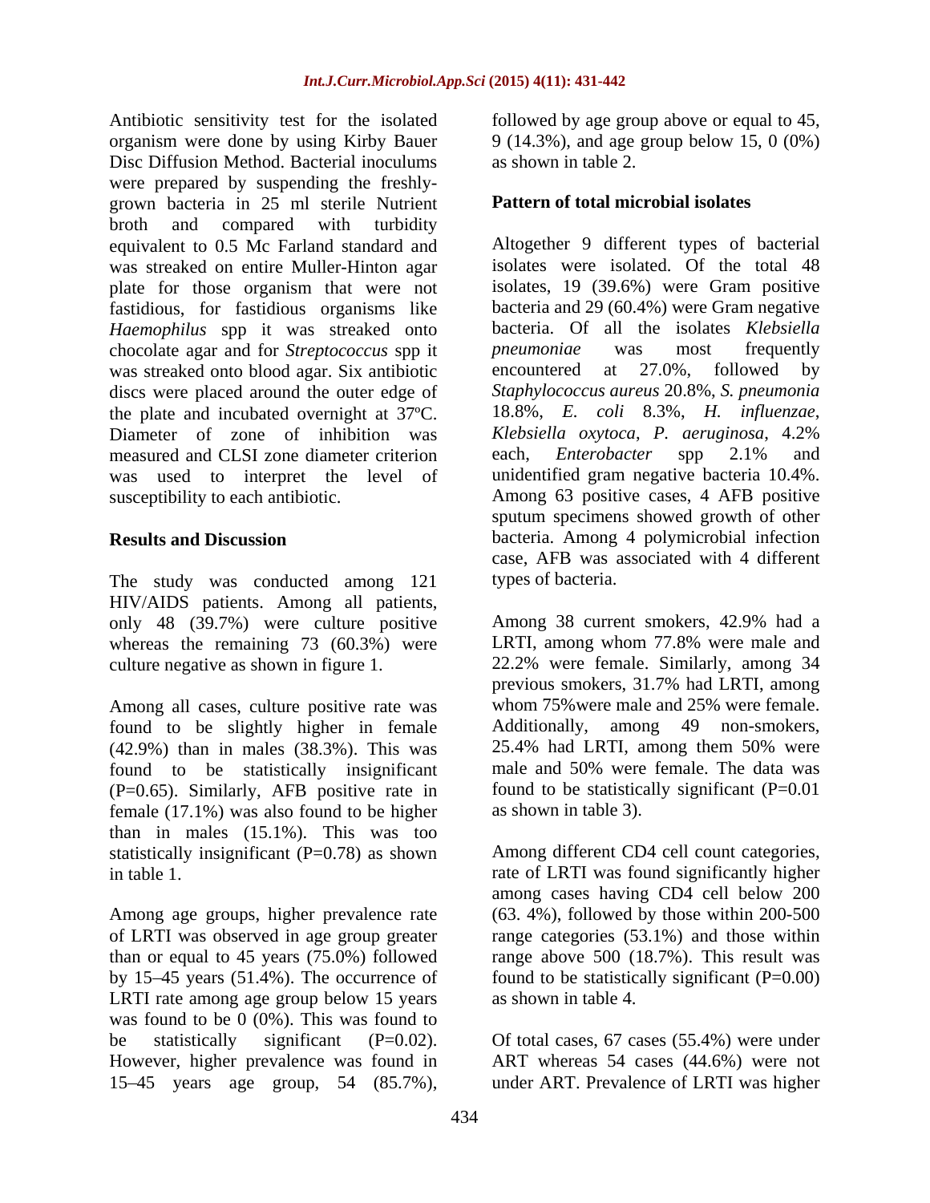Antibiotic sensitivity test for the isolated organism were done by using Kirby Bauer Disc Diffusion Method. Bacterial inoculums were prepared by suspending the freshly-grown bacteria in 25 ml sterile Nutrient broth and compared with turbidity equivalent to 0.5 Mc Farland standard and was streaked on entire Muller-Hinton agar plate for those organism that were not fastidious, for fastidious organisms like *Haemophilus* spp it was streaked onto chocolate agar and for *Streptococcus* spp it was streaked onto blood agar. Six antibiotic discs were placed around the outer edge of the plate and incubated overnight at 37ºC. Diameter of zone of inhibition was measured and CLSI zone diameter criterion was used to interpret the level of susceptibility to each antibiotic.

## Results and Discussion

The study was conducted among 121 HIV/AIDS patients. Among all patients, only 48 (39.7%) were culture positive whereas the remaining 73 (60.3%) were culture negative as shown in figure 1.

Among all cases, culture positive rate was found to be slightly higher in female (42.9%) than in males (38.3%). This was found to be statistically insignificant (P=0.65). Similarly, AFB positive rate in female (17.1%) was also found to be higher than in males (15.1%). This was too statistically insignificant (P=0.78) as shown in table 1.

Among age groups, higher prevalence rate of LRTI was observed in age group greater than or equal to 45 years (75.0%) followed by 15–45 years (51.4%). The occurrence of LRTI rate among age group below 15 years was found to be 0 (0%). This was found to be statistically significant (P=0.02). However, higher prevalence was found in 15–45 years age group, 54 (85.7%), followed by age group above or equal to 45, 9 (14.3%), and age group below 15, 0 (0%) as shown in table 2.

### Pattern of total microbial isolates

Altogether 9 different types of bacterial isolates were isolated. Of the total 48 isolates, 19 (39.6%) were Gram positive bacteria and 29 (60.4%) were Gram negative bacteria. Of all the isolates *Klebsiella pneumoniae* was most frequently encountered at 27.0%, followed by *Staphylococcus aureus* 20.8%, *S. pneumonia* 18.8%, *E. coli* 8.3%, *H. influenzae*, *Klebsiella oxytoca*, *P. aeruginosa*, 4.2% each, *Enterobacter* spp 2.1% and unidentified gram negative bacteria 10.4%. Among 63 positive cases, 4 AFB positive sputum specimens showed growth of other bacteria. Among 4 polymicrobial infection case, AFB was associated with 4 different types of bacteria.

Among 38 current smokers, 42.9% had a LRTI, among whom 77.8% were male and 22.2% were female. Similarly, among 34 previous smokers, 31.7% had LRTI, among whom 75%were male and 25% were female. Additionally, among 49 non-smokers, 25.4% had LRTI, among them 50% were male and 50% were female. The data was found to be statistically significant (P=0.01 as shown in table 3).

Among different CD4 cell count categories, rate of LRTI was found significantly higher among cases having CD4 cell below 200 (63. 4%), followed by those within 200-500 range categories (53.1%) and those within range above 500 (18.7%). This result was found to be statistically significant (P=0.00) as shown in table 4.

Of total cases, 67 cases (55.4%) were under ART whereas 54 cases (44.6%) were not under ART. Prevalence of LRTI was higher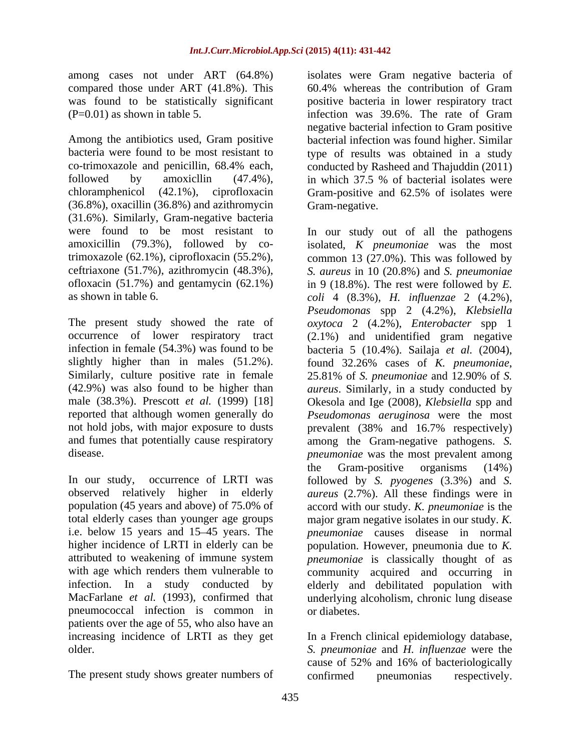among cases not under ART (64.8%) compared those under ART (41.8%). This was found to be statistically significant (P=0.01) as shown in table 5.

Among the antibiotics used, Gram positive bacteria were found to be most resistant to co-trimoxazole and penicillin, 68.4% each, followed by amoxicllin (47.4%), chloramphenicol (42.1%), ciprofloxacin (36.8%), oxacillin (36.8%) and azithromycin (31.6%). Similarly, Gram-negative bacteria were found to be most resistant to amoxicillin (79.3%), followed by co-trimoxazole (62.1%), ciprofloxacin (55.2%), ceftriaxone (51.7%), azithromycin (48.3%), ofloxacin (51.7%) and gentamycin (62.1%) as shown in table 6.

The present study showed the rate of occurrence of lower respiratory tract infection in female (54.3%) was found to be slightly higher than in males (51.2%). Similarly, culture positive rate in female (42.9%) was also found to be higher than male (38.3%). Prescott *et al.* (1999) [18] reported that although women generally do not hold jobs, with major exposure to dusts and fumes that potentially cause respiratory disease.

In our study, occurrence of LRTI was observed relatively higher in elderly population (45 years and above) of 75.0% of total elderly cases than younger age groups i.e. below 15 years and 15–45 years. The higher incidence of LRTI in elderly can be attributed to weakening of immune system with age which renders them vulnerable to infection. In a study conducted by MacFarlane *et al.* (1993), confirmed that pneumococcal infection is common in patients over the age of 55, who also have an increasing incidence of LRTI as they get older.

The present study shows greater numbers of isolates were Gram negative bacteria of 60.4% whereas the contribution of Gram positive bacteria in lower respiratory tract infection was 39.6%. The rate of Gram negative bacterial infection to Gram positive bacterial infection was found higher. Similar type of results was obtained in a study conducted by Rasheed and Thajuddin (2011) in which 37.5 % of bacterial isolates were Gram-positive and 62.5% of isolates were Gram-negative.

In our study out of all the pathogens isolated, *K pneumoniae* was the most common 13 (27.0%). This was followed by *S. aureus* in 10 (20.8%) and *S. pneumoniae* in 9 (18.8%). The rest were followed by *E. coli* 4 (8.3%), *H. influenzae* 2 (4.2%), *Pseudomonas* spp 2 (4.2%), *Klebsiella oxytoca* 2 (4.2%), *Enterobacter* spp 1 (2.1%) and unidentified gram negative bacteria 5 (10.4%). Sailaja *et al.* (2004), found 32.26% cases of *K. pneumoniae*, 25.81% of *S. pneumoniae* and 12.90% of *S. aureus*. Similarly, in a study conducted by Okesola and Ige (2008), *Klebsiella* spp and *Pseudomonas aeruginosa* were the most prevalent (38% and 16.7% respectively) among the Gram-negative pathogens. *S. pneumoniae* was the most prevalent among the Gram-positive organisms (14%) followed by *S. pyogenes* (3.3%) and *S. aureus* (2.7%). All these findings were in accord with our study. *K. pneumoniae* is the major gram negative isolates in our study. *K. pneumoniae* causes disease in normal population. However, pneumonia due to *K. pneumoniae* is classically thought of as community acquired and occurring in elderly and debilitated population with underlying alcoholism, chronic lung disease or diabetes.

In a French clinical epidemiology database, *S. pneumoniae* and *H. influenzae* were the cause of 52% and 16% of bacteriologically confirmed pneumonias respectively.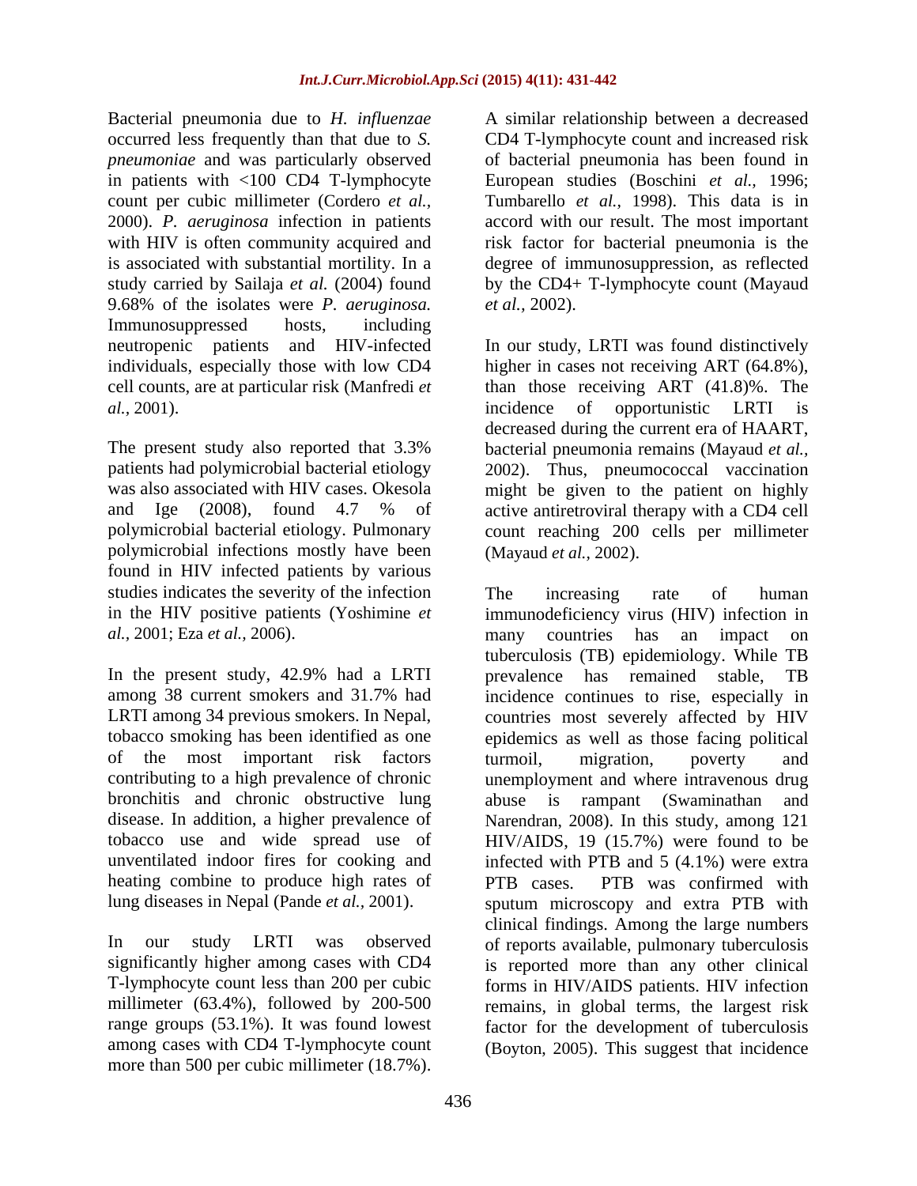Bacterial pneumonia due to *H. influenzae* occurred less frequently than that due to *S. pneumoniae* and was particularly observed in patients with <100 CD4 T-lymphocyte count per cubic millimeter (Cordero *et al.,* 2000). *P. aeruginosa* infection in patients with HIV is often community acquired and is associated with substantial mortility. In a study carried by Sailaja *et al.* (2004) found 9.68% of the isolates were *P. aeruginosa.* Immunosuppressed hosts, including neutropenic patients and HIV-infected individuals, especially those with low CD4 cell counts, are at particular risk (Manfredi *et al.,* 2001).

The present study also reported that 3.3% patients had polymicrobial bacterial etiology was also associated with HIV cases. Okesola and Ige (2008), found 4.7 % of polymicrobial bacterial etiology. Pulmonary polymicrobial infections mostly have been found in HIV infected patients by various studies indicates the severity of the infection in the HIV positive patients (Yoshimine *et al.,* 2001; Eza *et al.,* 2006).

In the present study, 42.9% had a LRTI among 38 current smokers and 31.7% had LRTI among 34 previous smokers. In Nepal, tobacco smoking has been identified as one of the most important risk factors contributing to a high prevalence of chronic bronchitis and chronic obstructive lung disease. In addition, a higher prevalence of tobacco use and wide spread use of unventilated indoor fires for cooking and heating combine to produce high rates of lung diseases in Nepal (Pande *et al.,* 2001).

In our study LRTI was observed significantly higher among cases with CD4 T-lymphocyte count less than 200 per cubic millimeter (63.4%), followed by 200-500 range groups (53.1%). It was found lowest among cases with CD4 T-lymphocyte count more than 500 per cubic millimeter (18.7%).

A similar relationship between a decreased CD4 T-lymphocyte count and increased risk of bacterial pneumonia has been found in European studies (Boschini *et al.,* 1996; Tumbarello *et al.,* 1998). This data is in accord with our result. The most important risk factor for bacterial pneumonia is the degree of immunosuppression, as reflected by the CD4+ T-lymphocyte count (Mayaud *et al.,* 2002).

In our study, LRTI was found distinctively higher in cases not receiving ART (64.8%), than those receiving ART (41.8)%. The incidence of opportunistic LRTI is decreased during the current era of HAART, bacterial pneumonia remains (Mayaud *et al.,* 2002). Thus, pneumococcal vaccination might be given to the patient on highly active antiretroviral therapy with a CD4 cell count reaching 200 cells per millimeter (Mayaud *et al.,* 2002).

The increasing rate of human immunodeficiency virus (HIV) infection in many countries has an impact on tuberculosis (TB) epidemiology. While TB prevalence has remained stable, TB incidence continues to rise, especially in countries most severely affected by HIV epidemics as well as those facing political turmoil, migration, poverty and unemployment and where intravenous drug abuse is rampant (Swaminathan and Narendran, 2008). In this study, among 121 HIV/AIDS, 19 (15.7%) were found to be infected with PTB and 5 (4.1%) were extra PTB cases. PTB was confirmed with sputum microscopy and extra PTB with clinical findings. Among the large numbers of reports available, pulmonary tuberculosis is reported more than any other clinical forms in HIV/AIDS patients. HIV infection remains, in global terms, the largest risk factor for the development of tuberculosis (Boyton, 2005). This suggest that incidence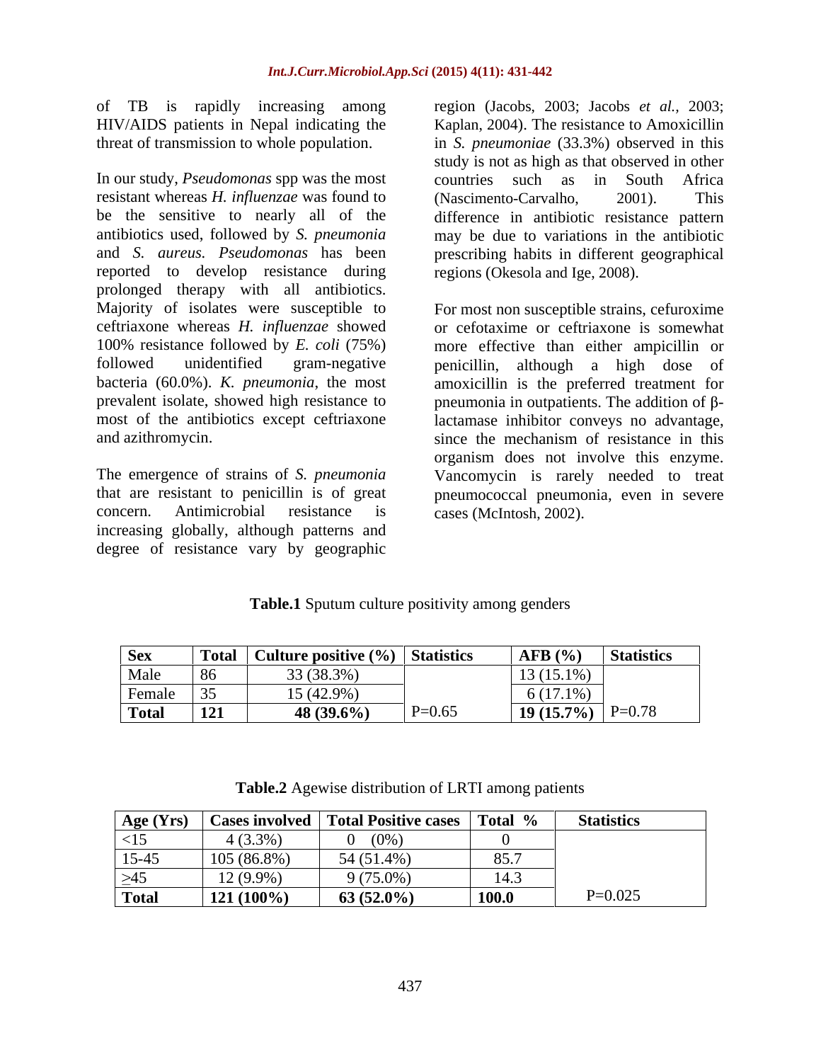of TB is rapidly increasing among HIV/AIDS patients in Nepal indicating the threat of transmission to whole population.

In our study, *Pseudomonas* spp was the most resistant whereas *H. influenzae* was found to be the sensitive to nearly all of the antibiotics used, followed by *S. pneumonia* and *S. aureus. Pseudomonas* has been reported to develop resistance during prolonged therapy with all antibiotics. Majority of isolates were susceptible to ceftriaxone whereas *H. influenzae* showed 100% resistance followed by *E. coli* (75%) followed unidentified gram-negative bacteria (60.0%). *K. pneumonia*, the most prevalent isolate, showed high resistance to most of the antibiotics except ceftriaxone and azithromycin.

The emergence of strains of *S. pneumonia* that are resistant to penicillin is of great concern. Antimicrobial resistance is increasing globally, although patterns and degree of resistance vary by geographic region (Jacobs, 2003; Jacobs *et al.*, 2003; Kaplan, 2004). The resistance to Amoxicillin in *S. pneumoniae* (33.3%) observed in this study is not as high as that observed in other countries such as in South Africa (Nascimento-Carvalho, 2001). This difference in antibiotic resistance pattern may be due to variations in the antibiotic prescribing habits in different geographical regions (Okesola and Ige, 2008).

For most non susceptible strains, cefuroxime or cefotaxime or ceftriaxone is somewhat more effective than either ampicillin or penicillin, although a high dose of amoxicillin is the preferred treatment for pneumonia in outpatients. The addition of β-lactamase inhibitor conveys no advantage, since the mechanism of resistance in this organism does not involve this enzyme. Vancomycin is rarely needed to treat pneumococcal pneumonia, even in severe cases (McIntosh, 2002).

**Table.1** Sputum culture positivity among genders

| Sex | Total | Culture positive (%) | Statistics | AFB (%) | Statistics |
|---|---|---|---|---|---|
| Male | 86 | 33 (38.3%) | | 13 (15.1%) | |
| Female | 35 | 15 (42.9%) | | 6 (17.1%) | |
| **Total** | **121** | **48 (39.6%)** | P=0.65 | **19 (15.7%)** | P=0.78 |

**Table.2** Agewise distribution of LRTI among patients

| Age (Yrs) | Cases involved | Total Positive cases | Total % | Statistics |
|---|---|---|---|---|
| <15 | 4 (3.3%) | 0 (0%) | 0 | |
| 15-45 | 105 (86.8%) | 54 (51.4%) | 85.7 | |
| ≥45 | 12 (9.9%) | 9 (75.0%) | 14.3 | |
| **Total** | **121 (100%)** | **63 (52.0%)** | **100.0** | P=0.025 |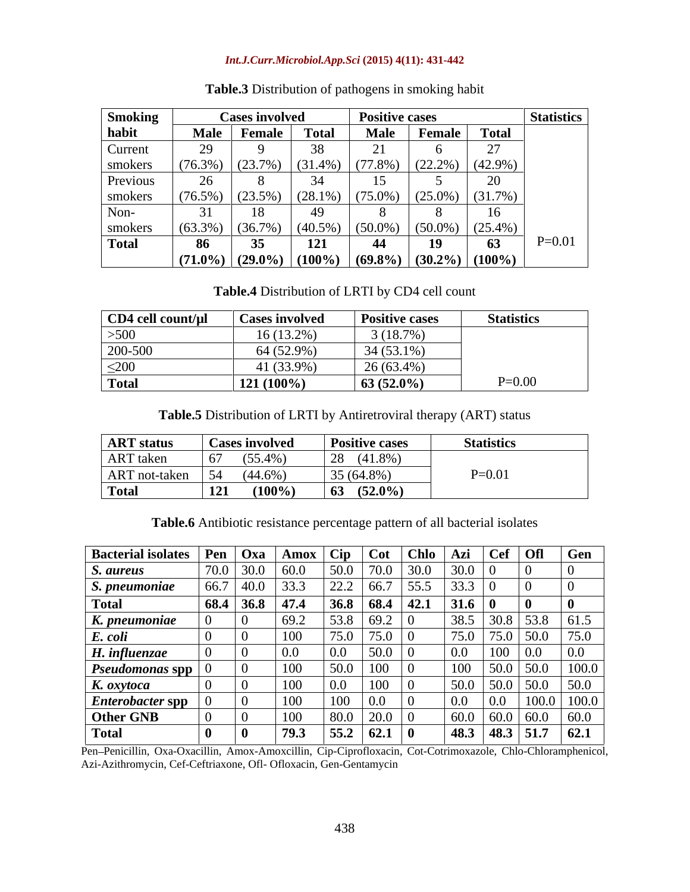**Table.3** Distribution of pathogens in smoking habit

| Smoking habit | Cases involved | | | Positive cases | | | Statistics |
|---|---|---|---|---|---|---|---|
| | Male | Female | Total | Male | Female | Total | |
| Current smokers | 29 (76.3%) | 9 (23.7%) | 38 (31.4%) | 21 (77.8%) | 6 (22.2%) | 27 (42.9%) | |
| Previous smokers | 26 (76.5%) | 8 (23.5%) | 34 (28.1%) | 15 (75.0%) | 5 (25.0%) | 20 (31.7%) | |
| Non-smokers | 31 (63.3%) | 18 (36.7%) | 49 (40.5%) | 8 (50.0%) | 8 (50.0%) | 16 (25.4%) | |
| **Total** | **86 (71.0%)** | **35 (29.0%)** | **121 (100%)** | **44 (69.8%)** | **19 (30.2%)** | **63 (100%)** | P=0.01 |

**Table.4** Distribution of LRTI by CD4 cell count

| CD4 cell count/µl | Cases involved | Positive cases | Statistics |
|---|---|---|---|
| >500 | 16 (13.2%) | 3 (18.7%) | |
| 200-500 | 64 (52.9%) | 34 (53.1%) | |
| ≤200 | 41 (33.9%) | 26 (63.4%) | |
| **Total** | **121 (100%)** | **63 (52.0%)** | P=0.00 |

**Table.5** Distribution of LRTI by Antiretroviral therapy (ART) status

| ART status | Cases involved | Positive cases | Statistics |
|---|---|---|---|
| ART taken | 67 (55.4%) | 28 (41.8%) | |
| ART not-taken | 54 (44.6%) | 35 (64.8%) | P=0.01 |
| **Total** | **121 (100%)** | **63 (52.0%)** | |

**Table.6** Antibiotic resistance percentage pattern of all bacterial isolates

| Bacterial isolates | Pen | Oxa | Amox | Cip | Cot | Chlo | Azi | Cef | Ofl | Gen |
|---|---|---|---|---|---|---|---|---|---|---|
| *S. aureus* | 70.0 | 30.0 | 60.0 | 50.0 | 70.0 | 30.0 | 30.0 | 0 | 0 | 0 |
| *S. pneumoniae* | 66.7 | 40.0 | 33.3 | 22.2 | 66.7 | 55.5 | 33.3 | 0 | 0 | 0 |
| **Total** | **68.4** | **36.8** | **47.4** | **36.8** | **68.4** | **42.1** | **31.6** | **0** | **0** | **0** |
| *K. pneumoniae* | 0 | 0 | 69.2 | 53.8 | 69.2 | 0 | 38.5 | 30.8 | 53.8 | 61.5 |
| *E. coli* | 0 | 0 | 100 | 75.0 | 75.0 | 0 | 75.0 | 75.0 | 50.0 | 75.0 |
| *H. influenzae* | 0 | 0 | 0.0 | 0.0 | 50.0 | 0 | 0.0 | 100 | 0.0 | 0.0 |
| *Pseudomonas* **spp** | 0 | 0 | 100 | 50.0 | 100 | 0 | 100 | 50.0 | 50.0 | 100.0 |
| *K. oxytoca* | 0 | 0 | 100 | 0.0 | 100 | 0 | 50.0 | 50.0 | 50.0 | 50.0 |
| *Enterobacter* **spp** | 0 | 0 | 100 | 100 | 0.0 | 0 | 0.0 | 0.0 | 100.0 | 100.0 |
| **Other GNB** | 0 | 0 | 100 | 80.0 | 20.0 | 0 | 60.0 | 60.0 | 60.0 | 60.0 |
| **Total** | **0** | **0** | **79.3** | **55.2** | **62.1** | **0** | **48.3** | **48.3** | **51.7** | **62.1** |

Pen–Penicillin, Oxa-Oxacillin, Amox-Amoxcillin, Cip-Ciprofloxacin, Cot-Cotrimoxazole, Chlo-Chloramphenicol, Azi-Azithromycin, Cef-Ceftriaxone, Ofl- Ofloxacin, Gen-Gentamycin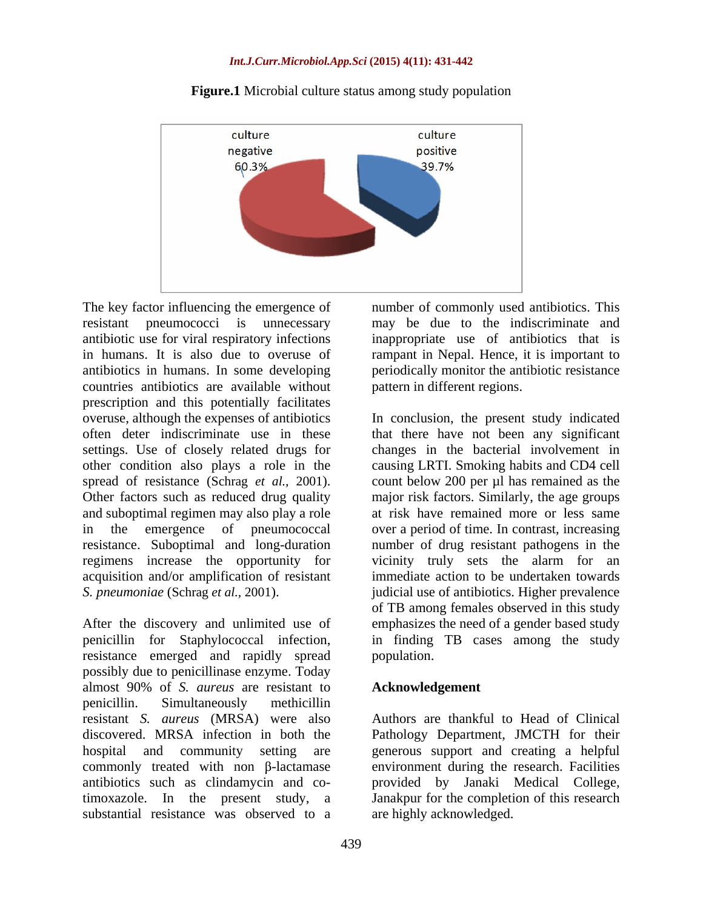**Figure.1** Microbial culture status among study population

The key factor influencing the emergence of resistant pneumococci is unnecessary antibiotic use for viral respiratory infections in humans. It is also due to overuse of antibiotics in humans. In some developing countries antibiotics are available without prescription and this potentially facilitates overuse, although the expenses of antibiotics often deter indiscriminate use in these settings. Use of closely related drugs for other condition also plays a role in the spread of resistance (Schrag *et al.*, 2001). Other factors such as reduced drug quality and suboptimal regimen may also play a role in the emergence of pneumococcal resistance. Suboptimal and long-duration regimens increase the opportunity for acquisition and/or amplification of resistant *S. pneumoniae* (Schrag *et al.*, 2001).

After the discovery and unlimited use of penicillin for Staphylococcal infection, resistance emerged and rapidly spread possibly due to penicillinase enzyme. Today almost 90% of *S. aureus* are resistant to penicillin. Simultaneously methicillin resistant *S. aureus* (MRSA) were also discovered. MRSA infection in both the hospital and community setting are commonly treated with non β-lactamase antibiotics such as clindamycin and co-timoxazole. In the present study, a substantial resistance was observed to a number of commonly used antibiotics. This may be due to the indiscriminate and inappropriate use of antibiotics that is rampant in Nepal. Hence, it is important to periodically monitor the antibiotic resistance pattern in different regions.

In conclusion, the present study indicated that there have not been any significant changes in the bacterial involvement in causing LRTI. Smoking habits and CD4 cell count below 200 per µl has remained as the major risk factors. Similarly, the age groups at risk have remained more or less same over a period of time. In contrast, increasing number of drug resistant pathogens in the vicinity truly sets the alarm for an immediate action to be undertaken towards judicial use of antibiotics. Higher prevalence of TB among females observed in this study emphasizes the need of a gender based study in finding TB cases among the study population.

## Acknowledgement

Authors are thankful to Head of Clinical Pathology Department, JMCTH for their generous support and creating a helpful environment during the research. Facilities provided by Janaki Medical College, Janakpur for the completion of this research are highly acknowledged.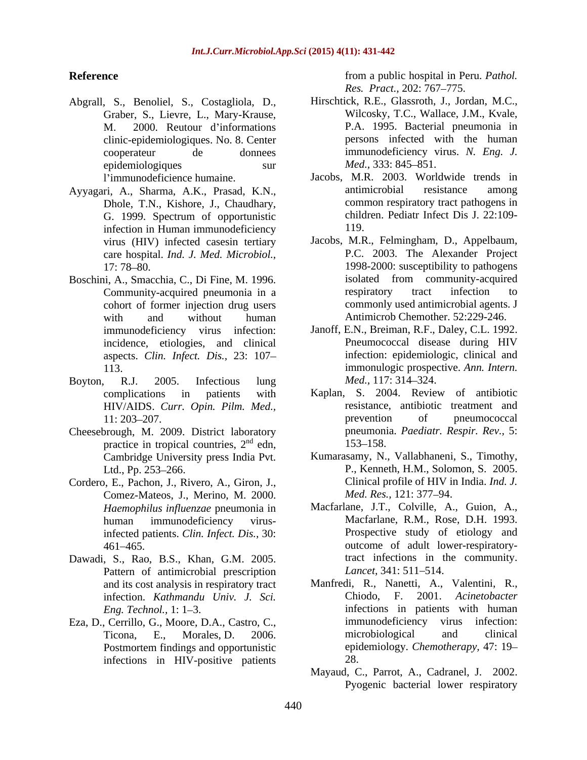**Reference**

Abgrall, S., Benoliel, S., Costagliola, D., Graber, S., Lievre, L., Mary-Krause, M. 2000. Reutour d'informations clinic-epidemiologiques. No. 8. Center cooperateur de donnees epidemiologiques sur l'immunodeficience humaine.

Ayyagari, A., Sharma, A.K., Prasad, K.N., Dhole, T.N., Kishore, J., Chaudhary, G. 1999. Spectrum of opportunistic infection in Human immunodeficiency virus (HIV) infected casesin tertiary care hospital. *Ind. J. Med. Microbiol.,* 17: 78–80.

Boschini, A., Smacchia, C., Di Fine, M. 1996. Community-acquired pneumonia in a cohort of former injection drug users with and without human immunodeficiency virus infection: incidence, etiologies, and clinical aspects. *Clin. Infect. Dis.,* 23: 107–113.

Boyton, R.J. 2005. Infectious lung complications in patients with HIV/AIDS. *Curr. Opin. Pilm. Med.,* 11: 203–207.

Cheesebrough, M. 2009. District laboratory practice in tropical countries, 2[nd] edn, Cambridge University press India Pvt. Ltd., Pp. 253–266.

Cordero, E., Pachon, J., Rivero, A., Giron, J., Comez-Mateos, J., Merino, M. 2000. *Haemophilus influenzae* pneumonia in human immunodeficiency virus-infected patients. *Clin. Infect. Dis.,* 30: 461–465.

Dawadi, S., Rao, B.S., Khan, G.M. 2005. Pattern of antimicrobial prescription and its cost analysis in respiratory tract infection. *Kathmandu Univ. J. Sci. Eng. Technol.,* 1: 1–3.

Eza, D., Cerrillo, G., Moore, D.A., Castro, C., Ticona, E., Morales, D. 2006. Postmortem findings and opportunistic infections in HIV-positive patients from a public hospital in Peru. *Pathol. Res. Pract.,* 202: 767–775.

Hirschtick, R.E., Glassroth, J., Jordan, M.C., Wilcosky, T.C., Wallace, J.M., Kvale, P.A. 1995. Bacterial pneumonia in persons infected with the human immunodeficiency virus. *N. Eng. J. Med.,* 333: 845–851.

Jacobs, M.R. 2003. Worldwide trends in antimicrobial resistance among common respiratory tract pathogens in children. Pediatr Infect Dis J. 22:109-119.

Jacobs, M.R., Felmingham, D., Appelbaum, P.C. 2003. The Alexander Project 1998-2000: susceptibility to pathogens isolated from community-acquired respiratory tract infection to commonly used antimicrobial agents. J Antimicrob Chemother. 52:229-246.

Janoff, E.N., Breiman, R.F., Daley, C.L. 1992. Pneumococcal disease during HIV infection: epidemiologic, clinical and immonulogic prospective. *Ann. Intern. Med.,* 117: 314–324.

Kaplan, S. 2004. Review of antibiotic resistance, antibiotic treatment and prevention of pneumococcal pneumonia. *Paediatr. Respir. Rev.,* 5: 153–158.

Kumarasamy, N., Vallabhaneni, S., Timothy, P., Kenneth, H.M., Solomon, S. 2005. Clinical profile of HIV in India. *Ind. J. Med. Res.,* 121: 377–94.

Macfarlane, J.T., Colville, A., Guion, A., Macfarlane, R.M., Rose, D.H. 1993. Prospective study of etiology and outcome of adult lower-respiratory-tract infections in the community. *Lancet,* 341: 511–514.

Manfredi, R., Nanetti, A., Valentini, R., Chiodo, F. 2001. *Acinetobacter* infections in patients with human immunodeficiency virus infection: microbiological and clinical epidemiology. *Chemotherapy,* 47: 19–28.

Mayaud, C., Parrot, A., Cadranel, J. 2002. Pyogenic bacterial lower respiratory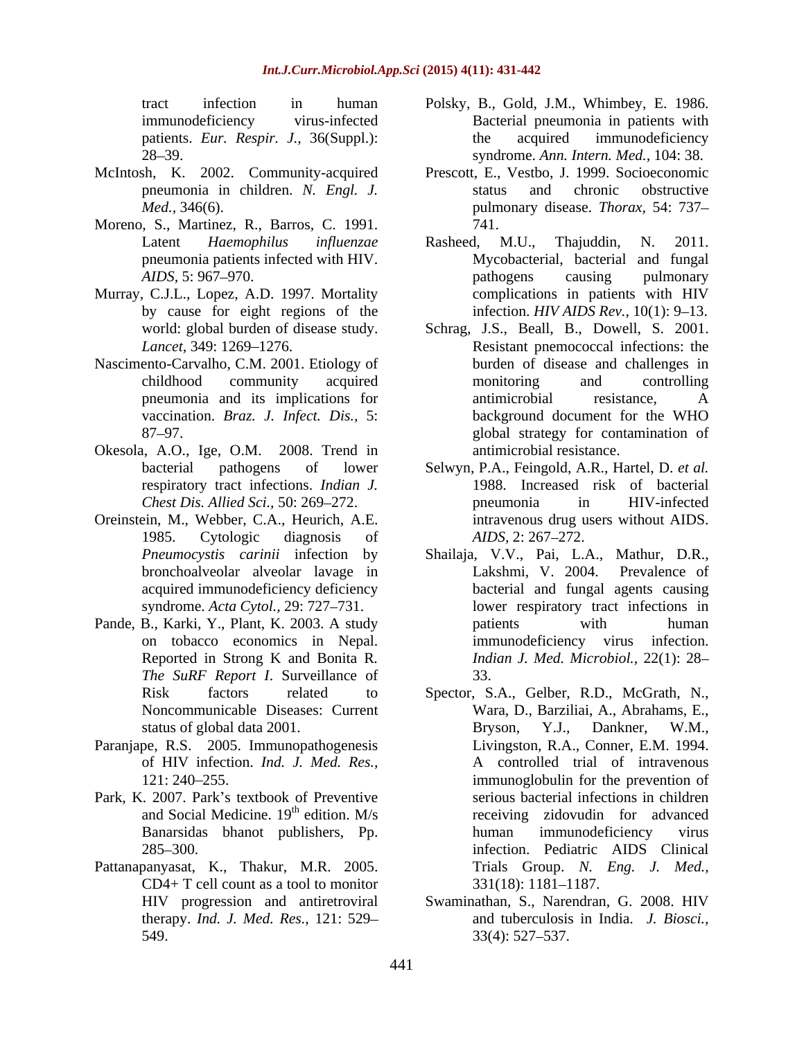tract infection in human immunodeficiency virus-infected patients. *Eur. Respir. J.,* 36(Suppl.): 28–39.

McIntosh, K. 2002. Community-acquired pneumonia in children. *N. Engl. J. Med.,* 346(6).

Moreno, S., Martinez, R., Barros, C. 1991. Latent *Haemophilus influenzae* pneumonia patients infected with HIV. *AIDS,* 5: 967–970.

Murray, C.J.L., Lopez, A.D. 1997. Mortality by cause for eight regions of the world: global burden of disease study. *Lancet,* 349: 1269–1276.

Nascimento-Carvalho, C.M. 2001. Etiology of childhood community acquired pneumonia and its implications for vaccination. *Braz. J. Infect. Dis.,* 5: 87–97.

Okesola, A.O., Ige, O.M. 2008. Trend in bacterial pathogens of lower respiratory tract infections. *Indian J. Chest Dis. Allied Sci.,* 50: 269–272.

Oreinstein, M., Webber, C.A., Heurich, A.E. 1985. Cytologic diagnosis of *Pneumocystis carinii* infection by bronchoalveolar alveolar lavage in acquired immunodeficiency deficiency syndrome. *Acta Cytol.,* 29: 727–731.

Pande, B., Karki, Y., Plant, K. 2003. A study on tobacco economics in Nepal. Reported in Strong K and Bonita R. *The SuRF Report I*. Surveillance of Risk factors related to Noncommunicable Diseases: Current status of global data 2001.

Paranjape, R.S. 2005. Immunopathogenesis of HIV infection. *Ind. J. Med. Res.,* 121: 240–255.

Park, K. 2007. Park's textbook of Preventive and Social Medicine. 19th edition. M/s Banarsidas bhanot publishers, Pp. 285–300.

Pattanapanyasat, K., Thakur, M.R. 2005. CD4+ T cell count as a tool to monitor HIV progression and antiretroviral therapy. *Ind. J. Med. Res.,* 121: 529–549.

Polsky, B., Gold, J.M., Whimbey, E. 1986. Bacterial pneumonia in patients with the acquired immunodeficiency syndrome. *Ann. Intern. Med.,* 104: 38.

Prescott, E., Vestbo, J. 1999. Socioeconomic status and chronic obstructive pulmonary disease. *Thorax,* 54: 737–741.

Rasheed, M.U., Thajuddin, N. 2011. Mycobacterial, bacterial and fungal pathogens causing pulmonary complications in patients with HIV infection. *HIV AIDS Rev.,* 10(1): 9–13.

Schrag, J.S., Beall, B., Dowell, S. 2001. Resistant pnemococcal infections: the burden of disease and challenges in monitoring and controlling antimicrobial resistance, A background document for the WHO global strategy for contamination of antimicrobial resistance.

Selwyn, P.A., Feingold, A.R., Hartel, D. *et al.* 1988. Increased risk of bacterial pneumonia in HIV-infected intravenous drug users without AIDS. *AIDS,* 2: 267–272.

Shailaja, V.V., Pai, L.A., Mathur, D.R., Lakshmi, V. 2004. Prevalence of bacterial and fungal agents causing lower respiratory tract infections in patients with human immunodeficiency virus infection. *Indian J. Med. Microbiol.,* 22(1): 28–33.

Spector, S.A., Gelber, R.D., McGrath, N., Wara, D., Barziliai, A., Abrahams, E., Bryson, Y.J., Dankner, W.M., Livingston, R.A., Conner, E.M. 1994. A controlled trial of intravenous immunoglobulin for the prevention of serious bacterial infections in children receiving zidovudin for advanced human immunodeficiency virus infection. Pediatric AIDS Clinical Trials Group. *N. Eng. J. Med.,* 331(18): 1181–1187.

Swaminathan, S., Narendran, G. 2008. HIV and tuberculosis in India. *J. Biosci.,* 33(4): 527–537.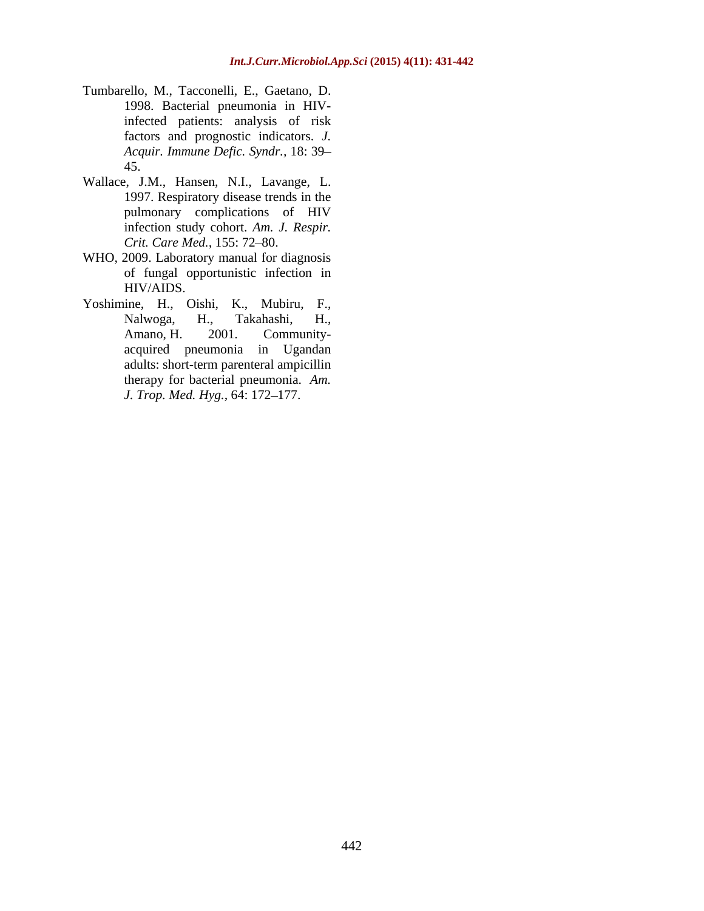Tumbarello, M., Tacconelli, E., Gaetano, D. 1998. Bacterial pneumonia in HIV-infected patients: analysis of risk factors and prognostic indicators. *J. Acquir. Immune Defic. Syndr.*, 18: 39–45.

Wallace, J.M., Hansen, N.I., Lavange, L. 1997. Respiratory disease trends in the pulmonary complications of HIV infection study cohort. *Am. J. Respir. Crit. Care Med.*, 155: 72–80.

WHO, 2009. Laboratory manual for diagnosis of fungal opportunistic infection in HIV/AIDS.

Yoshimine, H., Oishi, K., Mubiru, F., Nalwoga, H., Takahashi, H., Amano, H. 2001. Community-acquired pneumonia in Ugandan adults: short-term parenteral ampicillin therapy for bacterial pneumonia. *Am. J. Trop. Med. Hyg.*, 64: 172–177.